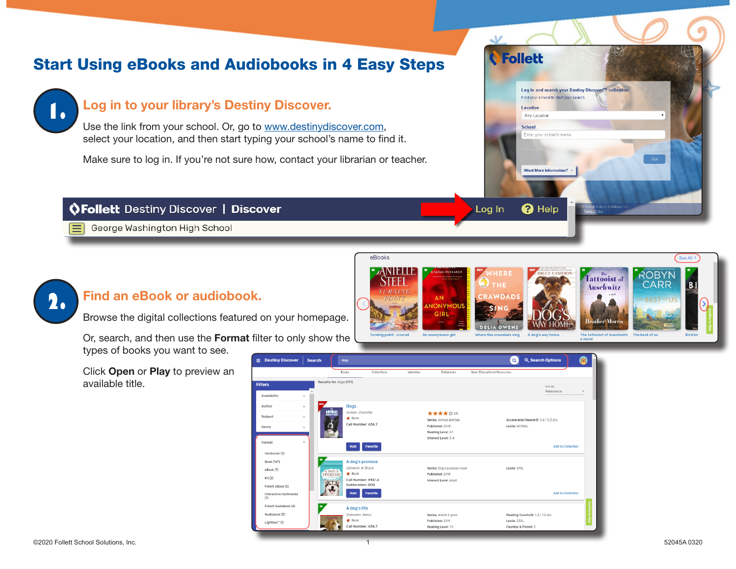# Start Using eBooks and Audiobooks in 4 Easy Steps

## 1. Log in to your library's Destiny Discover.

Use the link from your school. Or, go to www.destinydiscover.com, select your location, and then start typing your school's name to find it.

Make sure to log in. If you're not sure how, contact your librarian or teacher.

## 2. Find an eBook or audiobook.

Browse the digital collections featured on your homepage.

Or, search, and then use the **Format** filter to only show the types of books you want to see.

Click **Open** or **Play** to preview an available title.

©2020 Follett School Solutions, Inc.

52045A 0320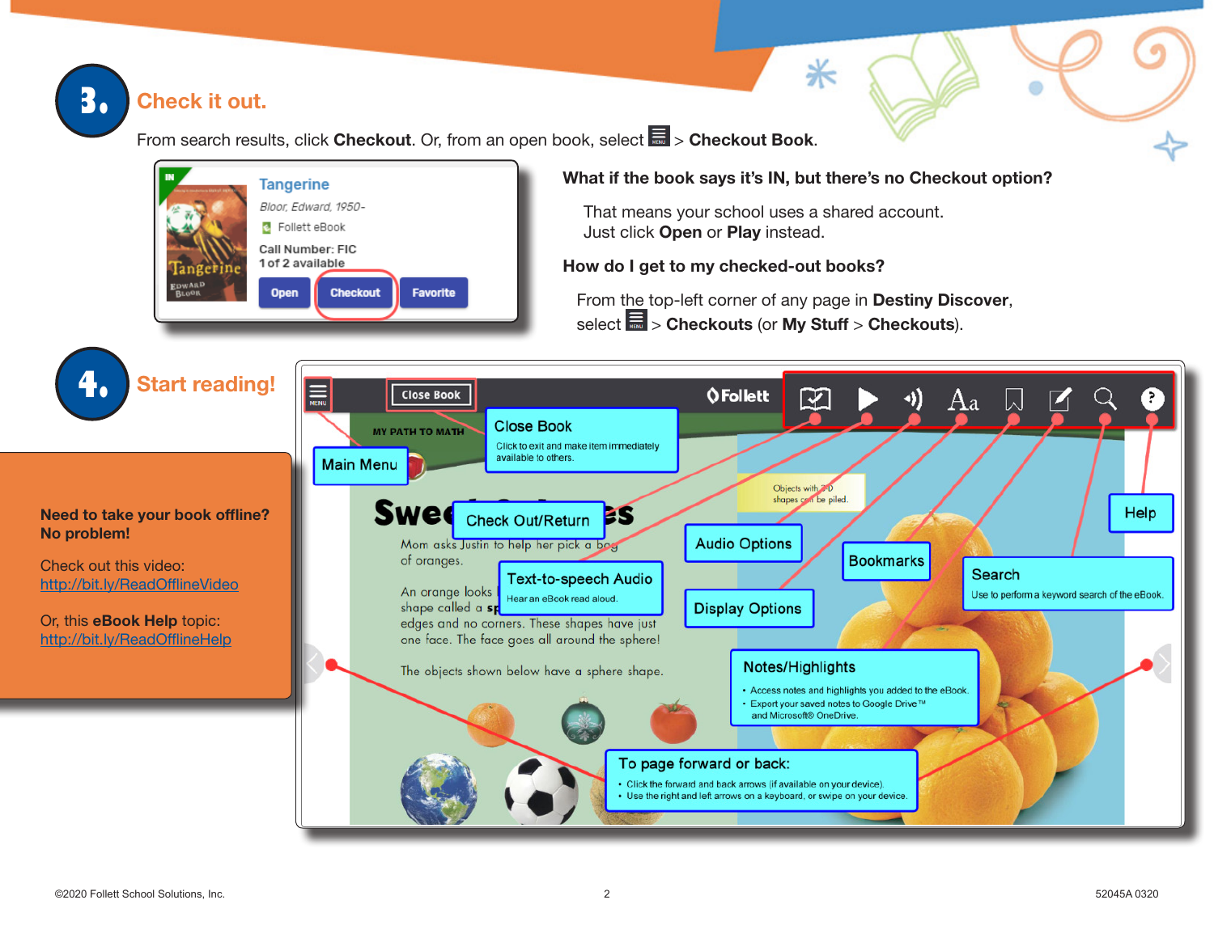## 3. Check it out.

From search results, click **Checkout**. Or, from an open book, select MENU > **Checkout Book**.

Tangerine
Bloor, Edward, 1950-
Follett eBook
Call Number: FIC
1 of 2 available
Open | Checkout | Favorite

**What if the book says it's IN, but there's no Checkout option?**

That means your school uses a shared account.
Just click **Open** or **Play** instead.

**How do I get to my checked-out books?**

From the top-left corner of any page in **Destiny Discover**, select MENU > **Checkouts** (or **My Stuff** > **Checkouts**).

## 4. Start reading!

Main Menu

Close Book
Click to exit and make item immediately available to others.

Check Out/Return

Text-to-speech Audio
Hear an eBook read aloud.

Audio Options

Display Options

Bookmarks

Search
Use to perform a keyword search of the eBook.

Help

Notes/Highlights
- Access notes and highlights you added to the eBook.
- Export your saved notes to Google Drive™ and Microsoft® OneDrive.

To page forward or back:
- Click the forward and back arrows (if available on your device).
- Use the right and left arrows on a keyboard, or swipe on your device.

**Need to take your book offline? No problem!**

Check out this video:
http://bit.ly/ReadOfflineVideo

Or, this **eBook Help** topic:
http://bit.ly/ReadOfflineHelp

©2020 Follett School Solutions, Inc.

52045A 0320